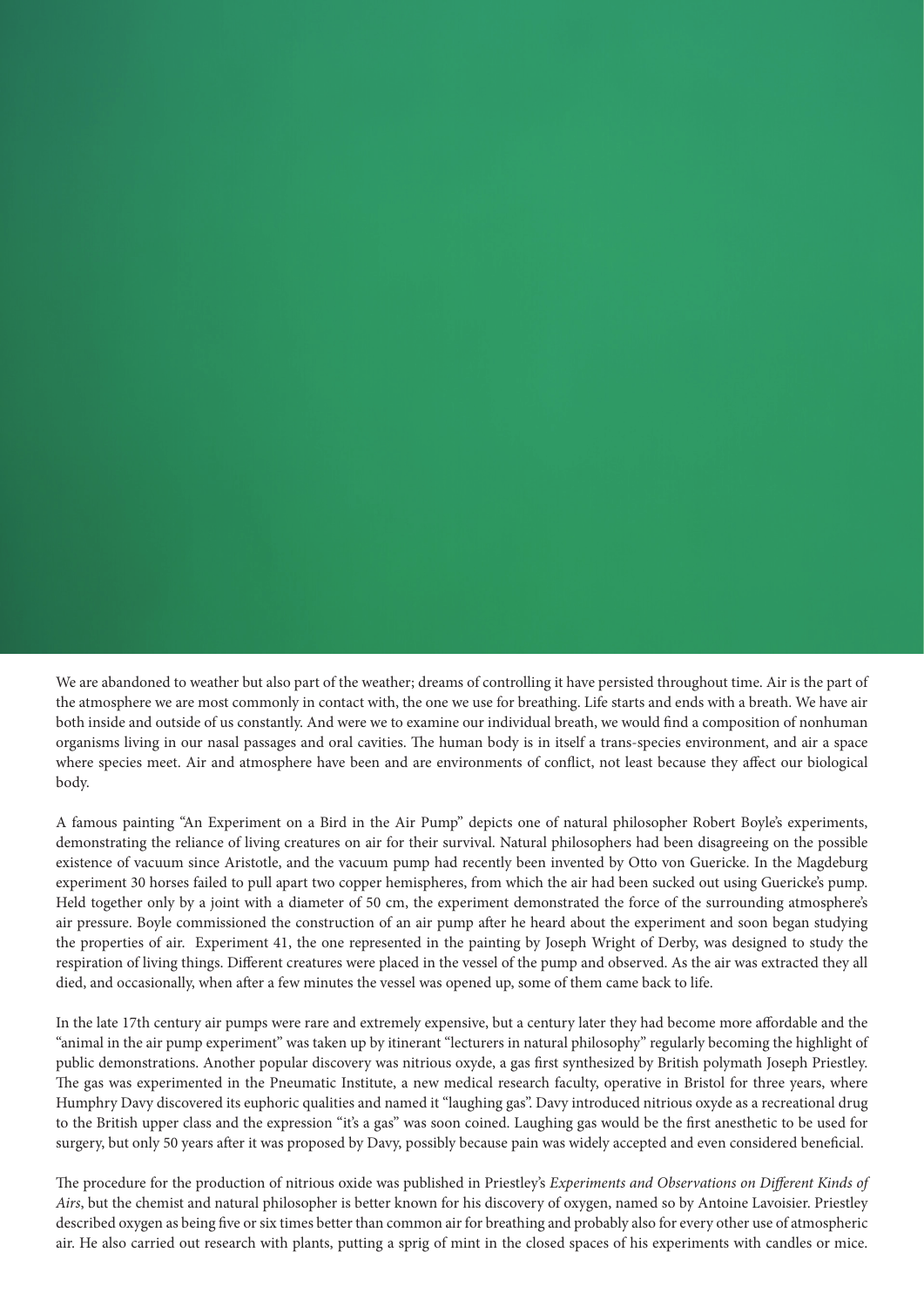We are abandoned to weather but also part of the weather; dreams of controlling it have persisted throughout time. Air is the part of the atmosphere we are most commonly in contact with, the one we use for breathing. Life starts and ends with a breath. We have air both inside and outside of us constantly. And were we to examine our individual breath, we would find a composition of nonhuman organisms living in our nasal passages and oral cavities. The human body is in itself a trans-species environment, and air a space where species meet. Air and atmosphere have been and are environments of conflict, not least because they affect our biological body.

A famous painting "An Experiment on a Bird in the Air Pump" depicts one of natural philosopher Robert Boyle's experiments, demonstrating the reliance of living creatures on air for their survival. Natural philosophers had been disagreeing on the possible existence of vacuum since Aristotle, and the vacuum pump had recently been invented by Otto von Guericke. In the Magdeburg experiment 30 horses failed to pull apart two copper hemispheres, from which the air had been sucked out using Guericke's pump. Held together only by a joint with a diameter of 50 cm, the experiment demonstrated the force of the surrounding atmosphere's air pressure. Boyle commissioned the construction of an air pump after he heard about the experiment and soon began studying the properties of air. Experiment 41, the one represented in the painting by Joseph Wright of Derby, was designed to study the respiration of living things. Different creatures were placed in the vessel of the pump and observed. As the air was extracted they all died, and occasionally, when after a few minutes the vessel was opened up, some of them came back to life.

In the late 17th century air pumps were rare and extremely expensive, but a century later they had become more affordable and the "animal in the air pump experiment" was taken up by itinerant "lecturers in natural philosophy" regularly becoming the highlight of public demonstrations. Another popular discovery was nitrious oxyde, a gas first synthesized by British polymath Joseph Priestley. The gas was experimented in the Pneumatic Institute, a new medical research faculty, operative in Bristol for three years, where Humphry Davy discovered its euphoric qualities and named it "laughing gas". Davy introduced nitrious oxyde as a recreational drug to the British upper class and the expression "it's a gas" was soon coined. Laughing gas would be the first anesthetic to be used for surgery, but only 50 years after it was proposed by Davy, possibly because pain was widely accepted and even considered beneficial.

The procedure for the production of nitrious oxide was published in Priestley's *Experiments and Observations on Different Kinds of Airs*, but the chemist and natural philosopher is better known for his discovery of oxygen, named so by Antoine Lavoisier. Priestley described oxygen as being five or six times better than common air for breathing and probably also for every other use of atmospheric air. He also carried out research with plants, putting a sprig of mint in the closed spaces of his experiments with candles or mice.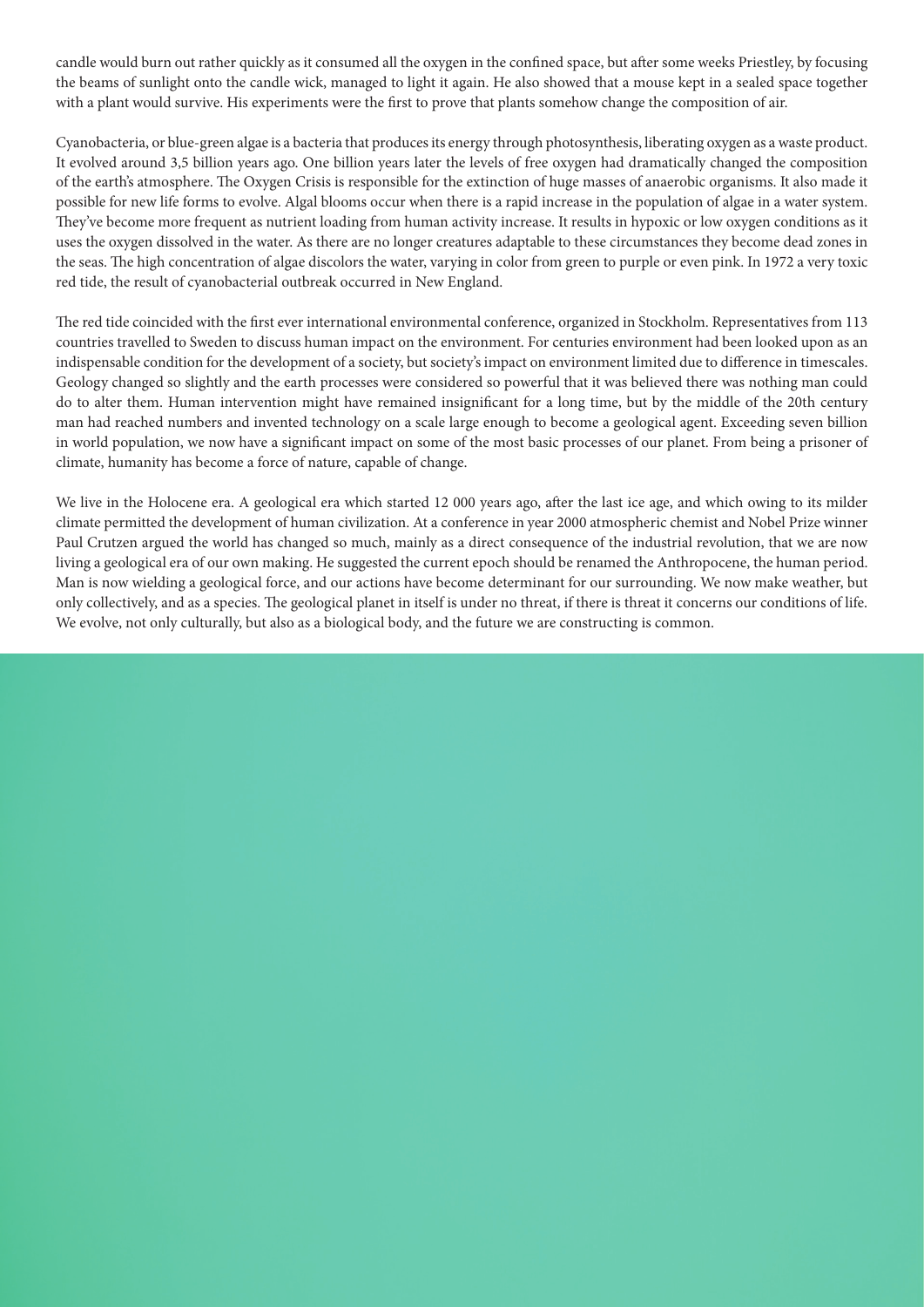candle would burn out rather quickly as it consumed all the oxygen in the confined space, but after some weeks Priestley, by focusing the beams of sunlight onto the candle wick, managed to light it again. He also showed that a mouse kept in a sealed space together with a plant would survive. His experiments were the first to prove that plants somehow change the composition of air.

Cyanobacteria, or blue-green algae is a bacteria that produces its energy through photosynthesis, liberating oxygen as a waste product. It evolved around 3,5 billion years ago. One billion years later the levels of free oxygen had dramatically changed the composition of the earth's atmosphere. The Oxygen Crisis is responsible for the extinction of huge masses of anaerobic organisms. It also made it possible for new life forms to evolve. Algal blooms occur when there is a rapid increase in the population of algae in a water system. They've become more frequent as nutrient loading from human activity increase. It results in hypoxic or low oxygen conditions as it uses the oxygen dissolved in the water. As there are no longer creatures adaptable to these circumstances they become dead zones in the seas. The high concentration of algae discolors the water, varying in color from green to purple or even pink. In 1972 a very toxic red tide, the result of cyanobacterial outbreak occurred in New England.

The red tide coincided with the first ever international environmental conference, organized in Stockholm. Representatives from 113 countries travelled to Sweden to discuss human impact on the environment. For centuries environment had been looked upon as an indispensable condition for the development of a society, but society's impact on environment limited due to difference in timescales. Geology changed so slightly and the earth processes were considered so powerful that it was believed there was nothing man could do to alter them. Human intervention might have remained insignificant for a long time, but by the middle of the 20th century man had reached numbers and invented technology on a scale large enough to become a geological agent. Exceeding seven billion in world population, we now have a significant impact on some of the most basic processes of our planet. From being a prisoner of climate, humanity has become a force of nature, capable of change.

We live in the Holocene era. A geological era which started 12 000 years ago, after the last ice age, and which owing to its milder climate permitted the development of human civilization. At a conference in year 2000 atmospheric chemist and Nobel Prize winner Paul Crutzen argued the world has changed so much, mainly as a direct consequence of the industrial revolution, that we are now living a geological era of our own making. He suggested the current epoch should be renamed the Anthropocene, the human period. Man is now wielding a geological force, and our actions have become determinant for our surrounding. We now make weather, but only collectively, and as a species. The geological planet in itself is under no threat, if there is threat it concerns our conditions of life. We evolve, not only culturally, but also as a biological body, and the future we are constructing is common.